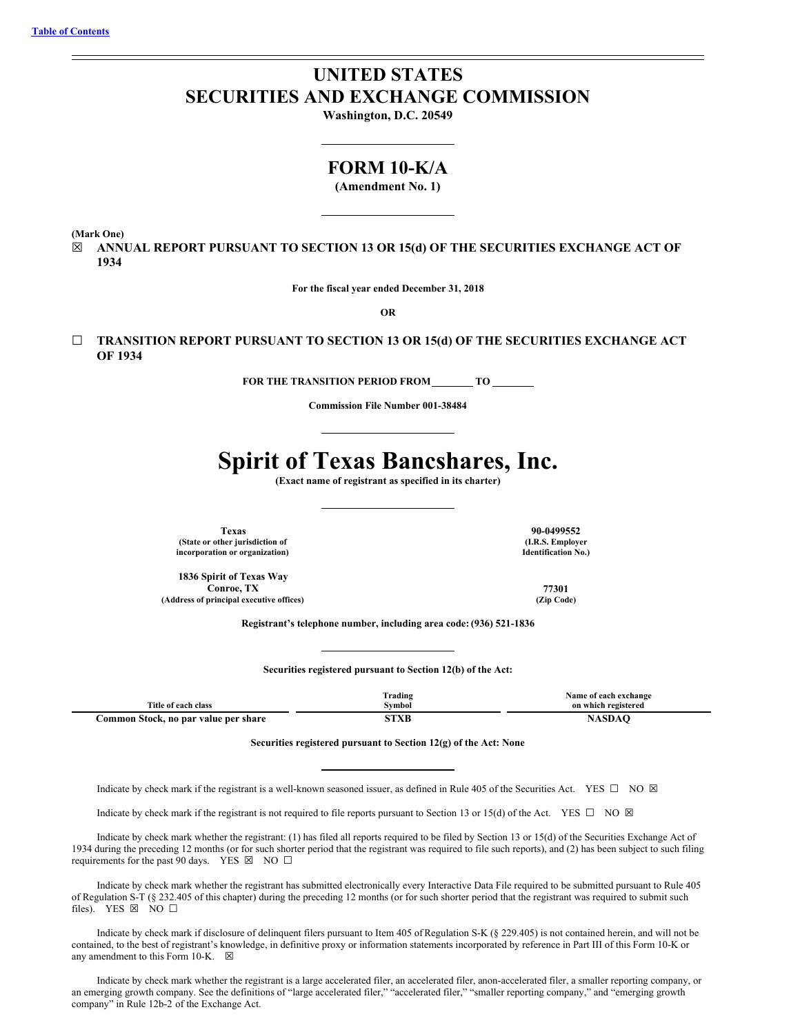[Table of Contents](#)

# UNITED STATES
# SECURITIES AND EXCHANGE COMMISSION

**Washington, D.C. 20549**

## FORM 10-K/A

**(Amendment No. 1)**

**(Mark One)**

☒ **ANNUAL REPORT PURSUANT TO SECTION 13 OR 15(d) OF THE SECURITIES EXCHANGE ACT OF 1934**

**For the fiscal year ended December 31, 2018**

**OR**

☐ **TRANSITION REPORT PURSUANT TO SECTION 13 OR 15(d) OF THE SECURITIES EXCHANGE ACT OF 1934**

**FOR THE TRANSITION PERIOD FROM \_\_\_\_\_\_\_\_ TO \_\_\_\_\_\_\_\_**

**Commission File Number 001-38484**

# Spirit of Texas Bancshares, Inc.

**(Exact name of registrant as specified in its charter)**

| | |
|---|---|
| **Texas**<br>**(State or other jurisdiction of incorporation or organization)** | **90-0499552**<br>**(I.R.S. Employer Identification No.)** |
| **1836 Spirit of Texas Way**<br>**Conroe, TX**<br>**(Address of principal executive offices)** | **77301**<br>**(Zip Code)** |

**Registrant's telephone number, including area code: (936) 521-1836**

**Securities registered pursuant to Section 12(b) of the Act:**

| Title of each class | Trading Symbol | Name of each exchange on which registered |
|---|---|---|
| **Common Stock, no par value per share** | **STXB** | **NASDAQ** |

**Securities registered pursuant to Section 12(g) of the Act: None**

Indicate by check mark if the registrant is a well-known seasoned issuer, as defined in Rule 405 of the Securities Act. YES ☐ NO ☒

Indicate by check mark if the registrant is not required to file reports pursuant to Section 13 or 15(d) of the Act. YES ☐ NO ☒

Indicate by check mark whether the registrant: (1) has filed all reports required to be filed by Section 13 or 15(d) of the Securities Exchange Act of 1934 during the preceding 12 months (or for such shorter period that the registrant was required to file such reports), and (2) has been subject to such filing requirements for the past 90 days. YES ☒ NO ☐

Indicate by check mark whether the registrant has submitted electronically every Interactive Data File required to be submitted pursuant to Rule 405 of Regulation S-T (§ 232.405 of this chapter) during the preceding 12 months (or for such shorter period that the registrant was required to submit such files). YES ☒ NO ☐

Indicate by check mark if disclosure of delinquent filers pursuant to Item 405 of Regulation S-K (§ 229.405) is not contained herein, and will not be contained, to the best of registrant's knowledge, in definitive proxy or information statements incorporated by reference in Part III of this Form 10-K or any amendment to this Form 10-K. ☒

Indicate by check mark whether the registrant is a large accelerated filer, an accelerated filer, anon-accelerated filer, a smaller reporting company, or an emerging growth company. See the definitions of "large accelerated filer," "accelerated filer," "smaller reporting company," and "emerging growth company" in Rule 12b-2 of the Exchange Act.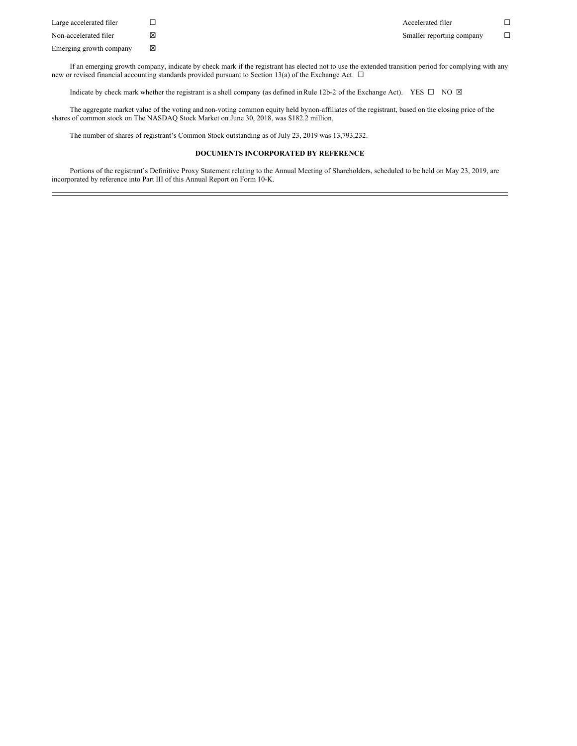| | | | |
|---|---|---|---|
| Large accelerated filer | ☐ | Accelerated filer | ☐ |
| Non-accelerated filer | ☒ | Smaller reporting company | ☐ |
| Emerging growth company | ☒ | | |

If an emerging growth company, indicate by check mark if the registrant has elected not to use the extended transition period for complying with any new or revised financial accounting standards provided pursuant to Section 13(a) of the Exchange Act. ☐

Indicate by check mark whether the registrant is a shell company (as defined in Rule 12b-2 of the Exchange Act). YES ☐ NO ☒

The aggregate market value of the voting and non-voting common equity held by non-affiliates of the registrant, based on the closing price of the shares of common stock on The NASDAQ Stock Market on June 30, 2018, was $182.2 million.

The number of shares of registrant's Common Stock outstanding as of July 23, 2019 was 13,793,232.

**DOCUMENTS INCORPORATED BY REFERENCE**

Portions of the registrant's Definitive Proxy Statement relating to the Annual Meeting of Shareholders, scheduled to be held on May 23, 2019, are incorporated by reference into Part III of this Annual Report on Form 10-K.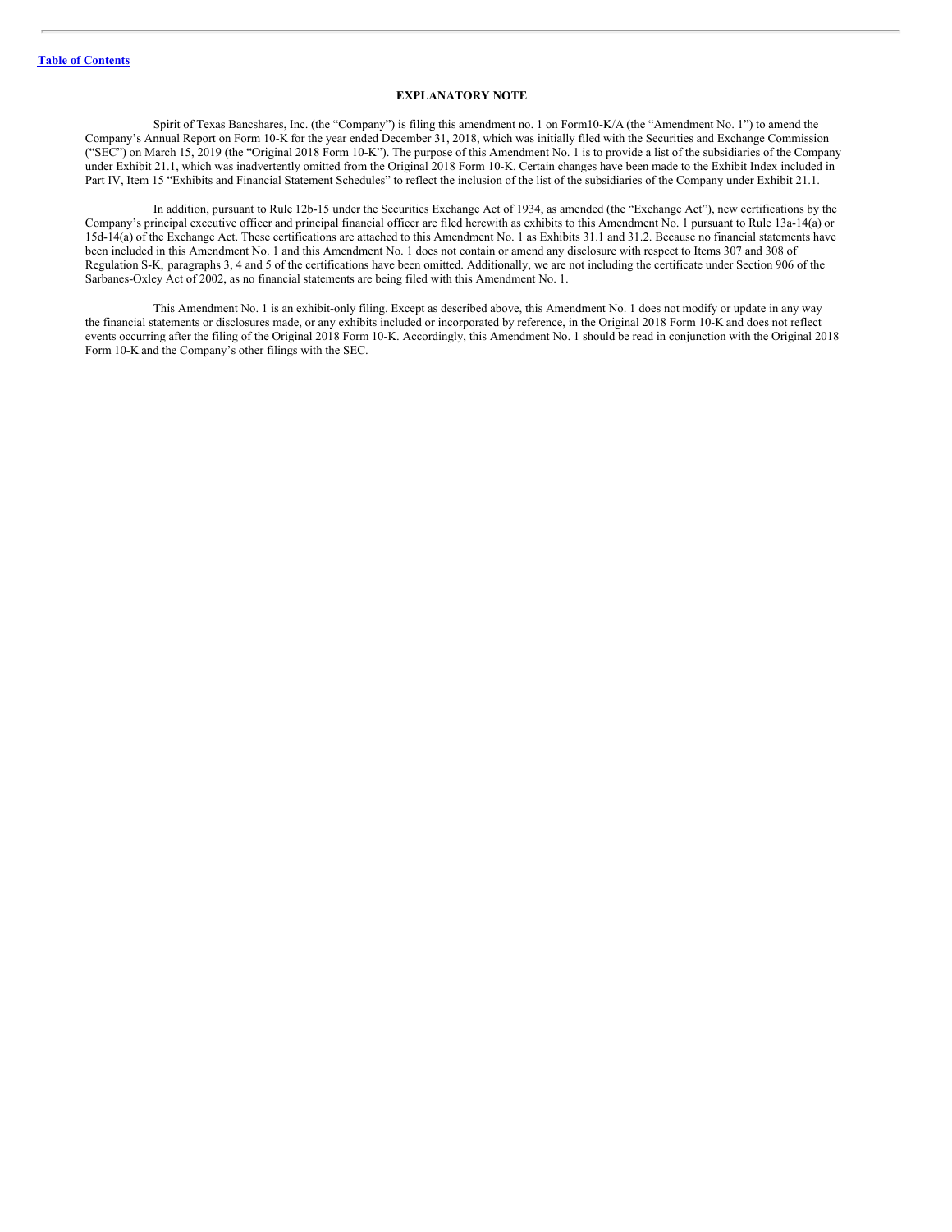## EXPLANATORY NOTE

Spirit of Texas Bancshares, Inc. (the "Company") is filing this amendment no. 1 on Form10-K/A (the "Amendment No. 1") to amend the Company's Annual Report on Form 10-K for the year ended December 31, 2018, which was initially filed with the Securities and Exchange Commission ("SEC") on March 15, 2019 (the "Original 2018 Form 10-K"). The purpose of this Amendment No. 1 is to provide a list of the subsidiaries of the Company under Exhibit 21.1, which was inadvertently omitted from the Original 2018 Form 10-K. Certain changes have been made to the Exhibit Index included in Part IV, Item 15 "Exhibits and Financial Statement Schedules" to reflect the inclusion of the list of the subsidiaries of the Company under Exhibit 21.1.

In addition, pursuant to Rule 12b-15 under the Securities Exchange Act of 1934, as amended (the "Exchange Act"), new certifications by the Company's principal executive officer and principal financial officer are filed herewith as exhibits to this Amendment No. 1 pursuant to Rule 13a-14(a) or 15d-14(a) of the Exchange Act. These certifications are attached to this Amendment No. 1 as Exhibits 31.1 and 31.2. Because no financial statements have been included in this Amendment No. 1 and this Amendment No. 1 does not contain or amend any disclosure with respect to Items 307 and 308 of Regulation S-K, paragraphs 3, 4 and 5 of the certifications have been omitted. Additionally, we are not including the certificate under Section 906 of the Sarbanes-Oxley Act of 2002, as no financial statements are being filed with this Amendment No. 1.

This Amendment No. 1 is an exhibit-only filing. Except as described above, this Amendment No. 1 does not modify or update in any way the financial statements or disclosures made, or any exhibits included or incorporated by reference, in the Original 2018 Form 10-K and does not reflect events occurring after the filing of the Original 2018 Form 10-K. Accordingly, this Amendment No. 1 should be read in conjunction with the Original 2018 Form 10-K and the Company's other filings with the SEC.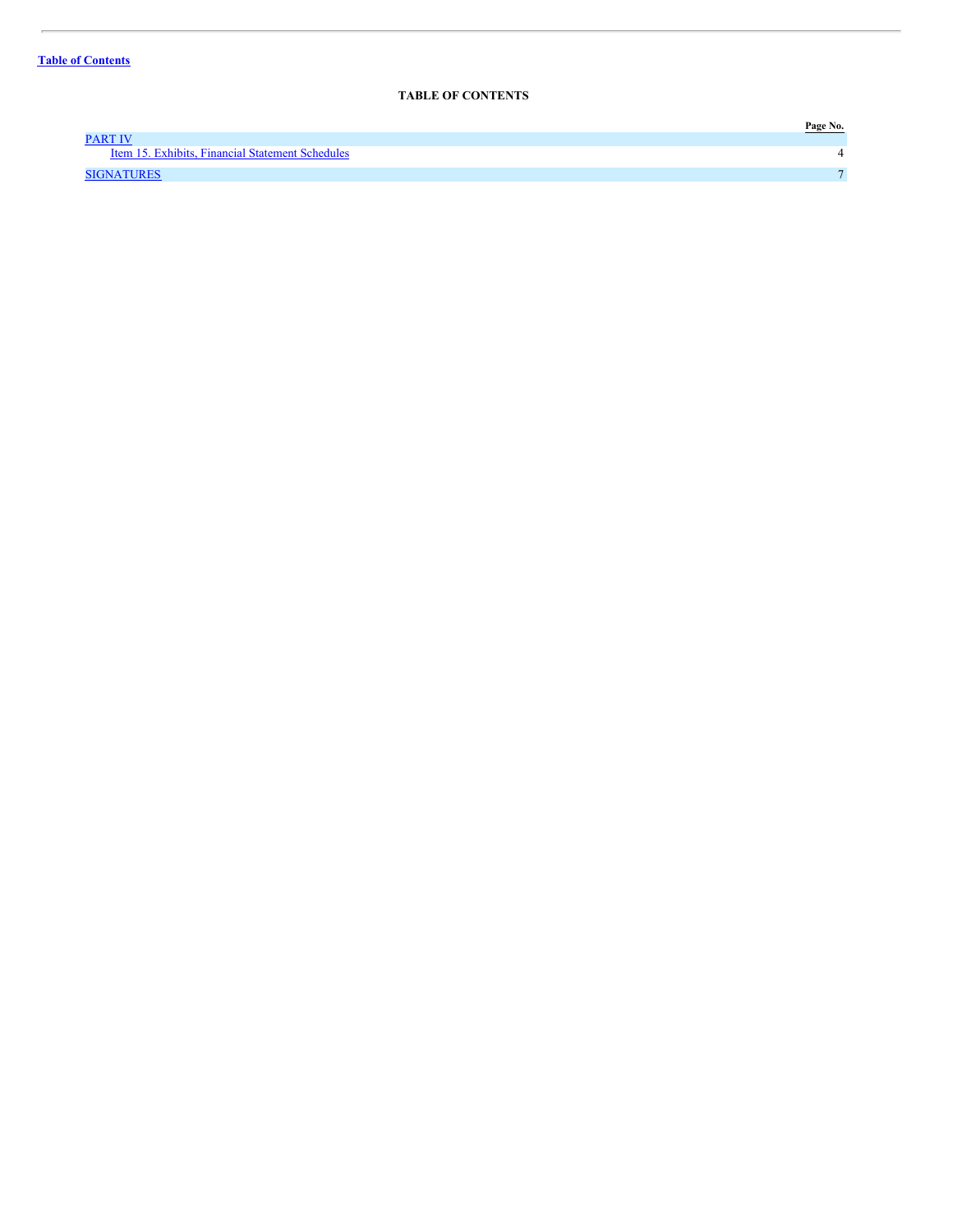Table of Contents

**TABLE OF CONTENTS**

| | Page No. |
|---|---|
| PART IV | |
| Item 15. Exhibits, Financial Statement Schedules | 4 |
| SIGNATURES | 7 |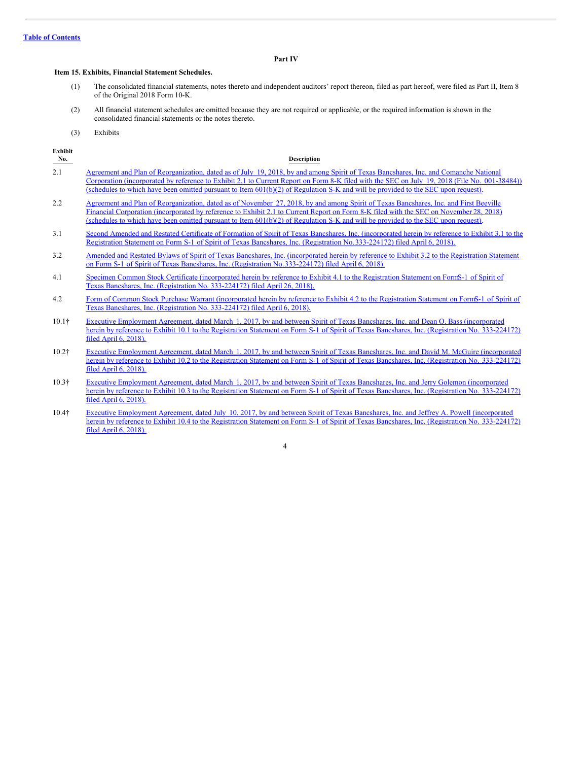## Part IV

### Item 15. Exhibits, Financial Statement Schedules.

(1) The consolidated financial statements, notes thereto and independent auditors' report thereon, filed as part hereof, were filed as Part II, Item 8 of the Original 2018 Form 10-K.

(2) All financial statement schedules are omitted because they are not required or applicable, or the required information is shown in the consolidated financial statements or the notes thereto.

(3) Exhibits

| Exhibit No. | Description |
|---|---|
| 2.1 | Agreement and Plan of Reorganization, dated as of July 19, 2018, by and among Spirit of Texas Bancshares, Inc. and Comanche National Corporation (incorporated by reference to Exhibit 2.1 to Current Report on Form 8-K filed with the SEC on July 19, 2018 (File No. 001-38484)) (schedules to which have been omitted pursuant to Item 601(b)(2) of Regulation S-K and will be provided to the SEC upon request). |
| 2.2 | Agreement and Plan of Reorganization, dated as of November 27, 2018, by and among Spirit of Texas Bancshares, Inc. and First Beeville Financial Corporation (incorporated by reference to Exhibit 2.1 to Current Report on Form 8-K filed with the SEC on November 28, 2018) (schedules to which have been omitted pursuant to Item 601(b)(2) of Regulation S-K and will be provided to the SEC upon request). |
| 3.1 | Second Amended and Restated Certificate of Formation of Spirit of Texas Bancshares, Inc. (incorporated herein by reference to Exhibit 3.1 to the Registration Statement on Form S-1 of Spirit of Texas Bancshares, Inc. (Registration No. 333-224172) filed April 6, 2018). |
| 3.2 | Amended and Restated Bylaws of Spirit of Texas Bancshares, Inc. (incorporated herein by reference to Exhibit 3.2 to the Registration Statement on Form S-1 of Spirit of Texas Bancshares, Inc. (Registration No. 333-224172) filed April 6, 2018). |
| 4.1 | Specimen Common Stock Certificate (incorporated herein by reference to Exhibit 4.1 to the Registration Statement on Form S-1 of Spirit of Texas Bancshares, Inc. (Registration No. 333-224172) filed April 26, 2018). |
| 4.2 | Form of Common Stock Purchase Warrant (incorporated herein by reference to Exhibit 4.2 to the Registration Statement on Form S-1 of Spirit of Texas Bancshares, Inc. (Registration No. 333-224172) filed April 6, 2018). |
| 10.1† | Executive Employment Agreement, dated March 1, 2017, by and between Spirit of Texas Bancshares, Inc. and Dean O. Bass (incorporated herein by reference to Exhibit 10.1 to the Registration Statement on Form S-1 of Spirit of Texas Bancshares, Inc. (Registration No. 333-224172) filed April 6, 2018). |
| 10.2† | Executive Employment Agreement, dated March 1, 2017, by and between Spirit of Texas Bancshares, Inc. and David M. McGuire (incorporated herein by reference to Exhibit 10.2 to the Registration Statement on Form S-1 of Spirit of Texas Bancshares, Inc. (Registration No. 333-224172) filed April 6, 2018). |
| 10.3† | Executive Employment Agreement, dated March 1, 2017, by and between Spirit of Texas Bancshares, Inc. and Jerry Golemon (incorporated herein by reference to Exhibit 10.3 to the Registration Statement on Form S-1 of Spirit of Texas Bancshares, Inc. (Registration No. 333-224172) filed April 6, 2018). |
| 10.4† | Executive Employment Agreement, dated July 10, 2017, by and between Spirit of Texas Bancshares, Inc. and Jeffrey A. Powell (incorporated herein by reference to Exhibit 10.4 to the Registration Statement on Form S-1 of Spirit of Texas Bancshares, Inc. (Registration No. 333-224172) filed April 6, 2018). |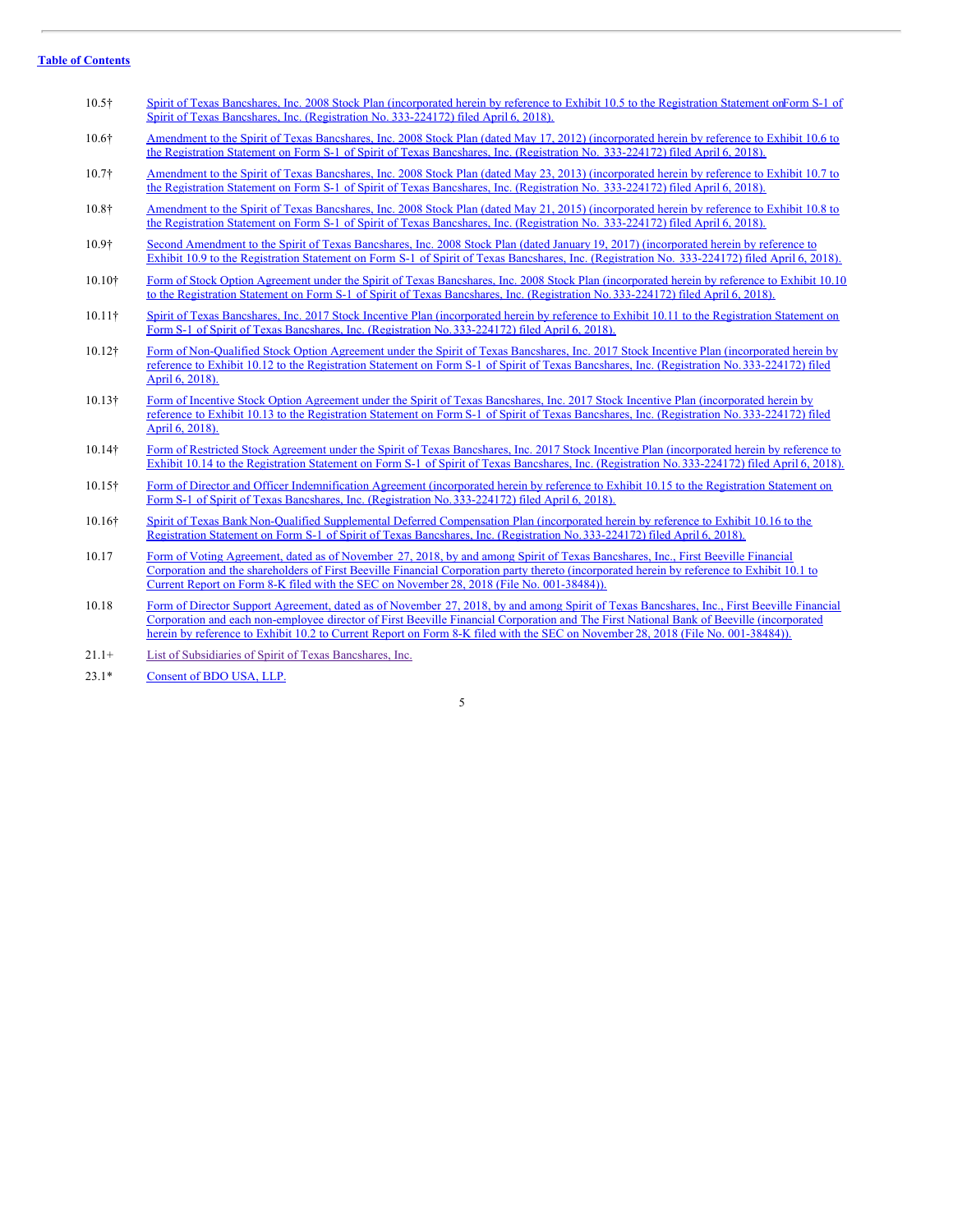[Table of Contents](#)

| | |
|---|---|
| 10.5† | Spirit of Texas Bancshares, Inc. 2008 Stock Plan (incorporated herein by reference to Exhibit 10.5 to the Registration Statement on Form S-1 of Spirit of Texas Bancshares, Inc. (Registration No. 333-224172) filed April 6, 2018). |
| 10.6† | Amendment to the Spirit of Texas Bancshares, Inc. 2008 Stock Plan (dated May 17, 2012) (incorporated herein by reference to Exhibit 10.6 to the Registration Statement on Form S-1 of Spirit of Texas Bancshares, Inc. (Registration No. 333-224172) filed April 6, 2018). |
| 10.7† | Amendment to the Spirit of Texas Bancshares, Inc. 2008 Stock Plan (dated May 23, 2013) (incorporated herein by reference to Exhibit 10.7 to the Registration Statement on Form S-1 of Spirit of Texas Bancshares, Inc. (Registration No. 333-224172) filed April 6, 2018). |
| 10.8† | Amendment to the Spirit of Texas Bancshares, Inc. 2008 Stock Plan (dated May 21, 2015) (incorporated herein by reference to Exhibit 10.8 to the Registration Statement on Form S-1 of Spirit of Texas Bancshares, Inc. (Registration No. 333-224172) filed April 6, 2018). |
| 10.9† | Second Amendment to the Spirit of Texas Bancshares, Inc. 2008 Stock Plan (dated January 19, 2017) (incorporated herein by reference to Exhibit 10.9 to the Registration Statement on Form S-1 of Spirit of Texas Bancshares, Inc. (Registration No. 333-224172) filed April 6, 2018). |
| 10.10† | Form of Stock Option Agreement under the Spirit of Texas Bancshares, Inc. 2008 Stock Plan (incorporated herein by reference to Exhibit 10.10 to the Registration Statement on Form S-1 of Spirit of Texas Bancshares, Inc. (Registration No. 333-224172) filed April 6, 2018). |
| 10.11† | Spirit of Texas Bancshares, Inc. 2017 Stock Incentive Plan (incorporated herein by reference to Exhibit 10.11 to the Registration Statement on Form S-1 of Spirit of Texas Bancshares, Inc. (Registration No. 333-224172) filed April 6, 2018). |
| 10.12† | Form of Non-Qualified Stock Option Agreement under the Spirit of Texas Bancshares, Inc. 2017 Stock Incentive Plan (incorporated herein by reference to Exhibit 10.12 to the Registration Statement on Form S-1 of Spirit of Texas Bancshares, Inc. (Registration No. 333-224172) filed April 6, 2018). |
| 10.13† | Form of Incentive Stock Option Agreement under the Spirit of Texas Bancshares, Inc. 2017 Stock Incentive Plan (incorporated herein by reference to Exhibit 10.13 to the Registration Statement on Form S-1 of Spirit of Texas Bancshares, Inc. (Registration No. 333-224172) filed April 6, 2018). |
| 10.14† | Form of Restricted Stock Agreement under the Spirit of Texas Bancshares, Inc. 2017 Stock Incentive Plan (incorporated herein by reference to Exhibit 10.14 to the Registration Statement on Form S-1 of Spirit of Texas Bancshares, Inc. (Registration No. 333-224172) filed April 6, 2018). |
| 10.15† | Form of Director and Officer Indemnification Agreement (incorporated herein by reference to Exhibit 10.15 to the Registration Statement on Form S-1 of Spirit of Texas Bancshares, Inc. (Registration No. 333-224172) filed April 6, 2018). |
| 10.16† | Spirit of Texas Bank Non-Qualified Supplemental Deferred Compensation Plan (incorporated herein by reference to Exhibit 10.16 to the Registration Statement on Form S-1 of Spirit of Texas Bancshares, Inc. (Registration No. 333-224172) filed April 6, 2018). |
| 10.17 | Form of Voting Agreement, dated as of November 27, 2018, by and among Spirit of Texas Bancshares, Inc., First Beeville Financial Corporation and the shareholders of First Beeville Financial Corporation party thereto (incorporated herein by reference to Exhibit 10.1 to Current Report on Form 8-K filed with the SEC on November 28, 2018 (File No. 001-38484)). |
| 10.18 | Form of Director Support Agreement, dated as of November 27, 2018, by and among Spirit of Texas Bancshares, Inc., First Beeville Financial Corporation and each non-employee director of First Beeville Financial Corporation and The First National Bank of Beeville (incorporated herein by reference to Exhibit 10.2 to Current Report on Form 8-K filed with the SEC on November 28, 2018 (File No. 001-38484)). |
| 21.1+ | List of Subsidiaries of Spirit of Texas Bancshares, Inc. |
| 23.1* | Consent of BDO USA, LLP. |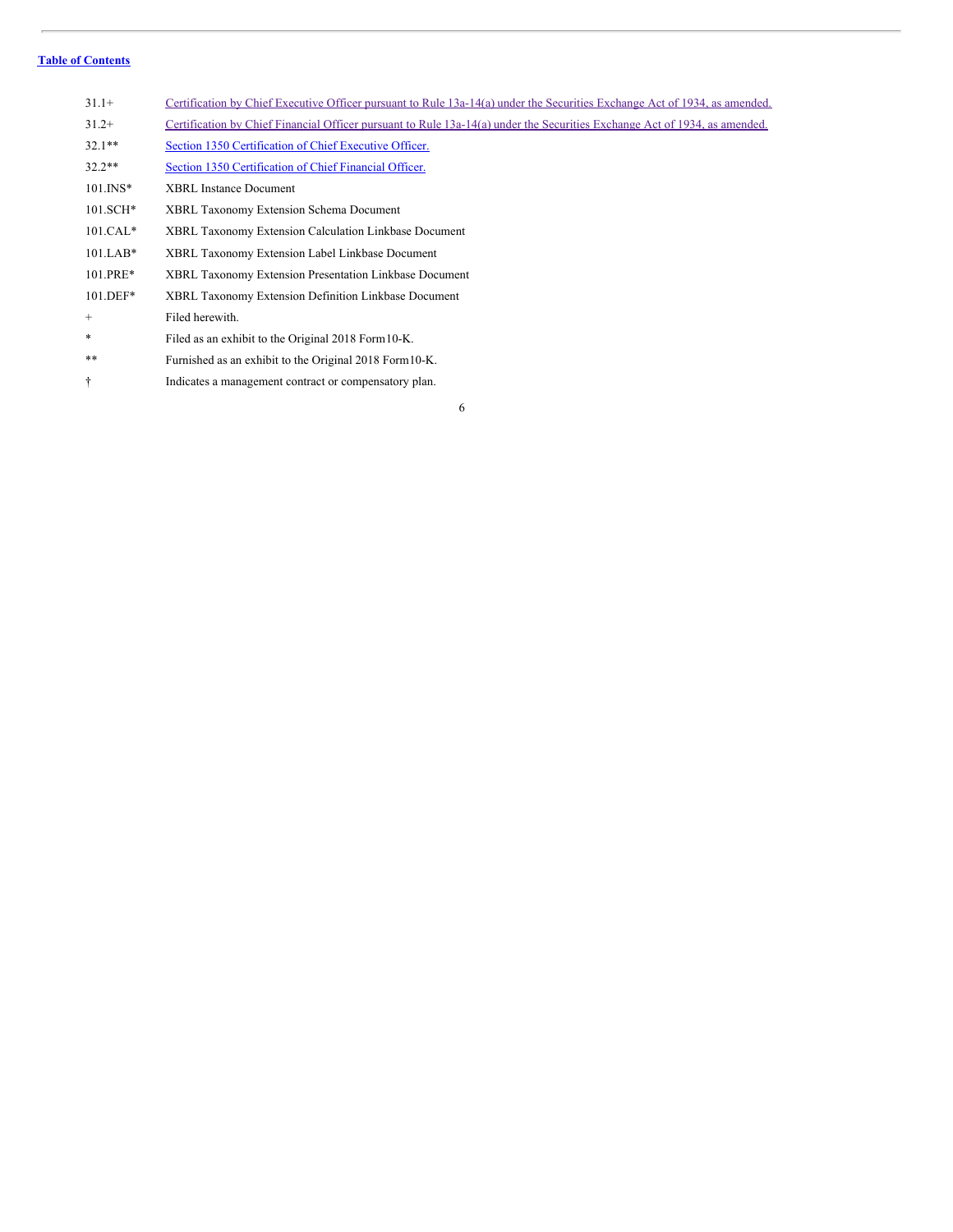[Table of Contents](#)

| | |
|---|---|
| 31.1+ | Certification by Chief Executive Officer pursuant to Rule 13a-14(a) under the Securities Exchange Act of 1934, as amended. |
| 31.2+ | Certification by Chief Financial Officer pursuant to Rule 13a-14(a) under the Securities Exchange Act of 1934, as amended. |
| 32.1** | Section 1350 Certification of Chief Executive Officer. |
| 32.2** | Section 1350 Certification of Chief Financial Officer. |
| 101.INS* | XBRL Instance Document |
| 101.SCH* | XBRL Taxonomy Extension Schema Document |
| 101.CAL* | XBRL Taxonomy Extension Calculation Linkbase Document |
| 101.LAB* | XBRL Taxonomy Extension Label Linkbase Document |
| 101.PRE* | XBRL Taxonomy Extension Presentation Linkbase Document |
| 101.DEF* | XBRL Taxonomy Extension Definition Linkbase Document |
| + | Filed herewith. |
| * | Filed as an exhibit to the Original 2018 Form10-K. |
| ** | Furnished as an exhibit to the Original 2018 Form10-K. |
| † | Indicates a management contract or compensatory plan. |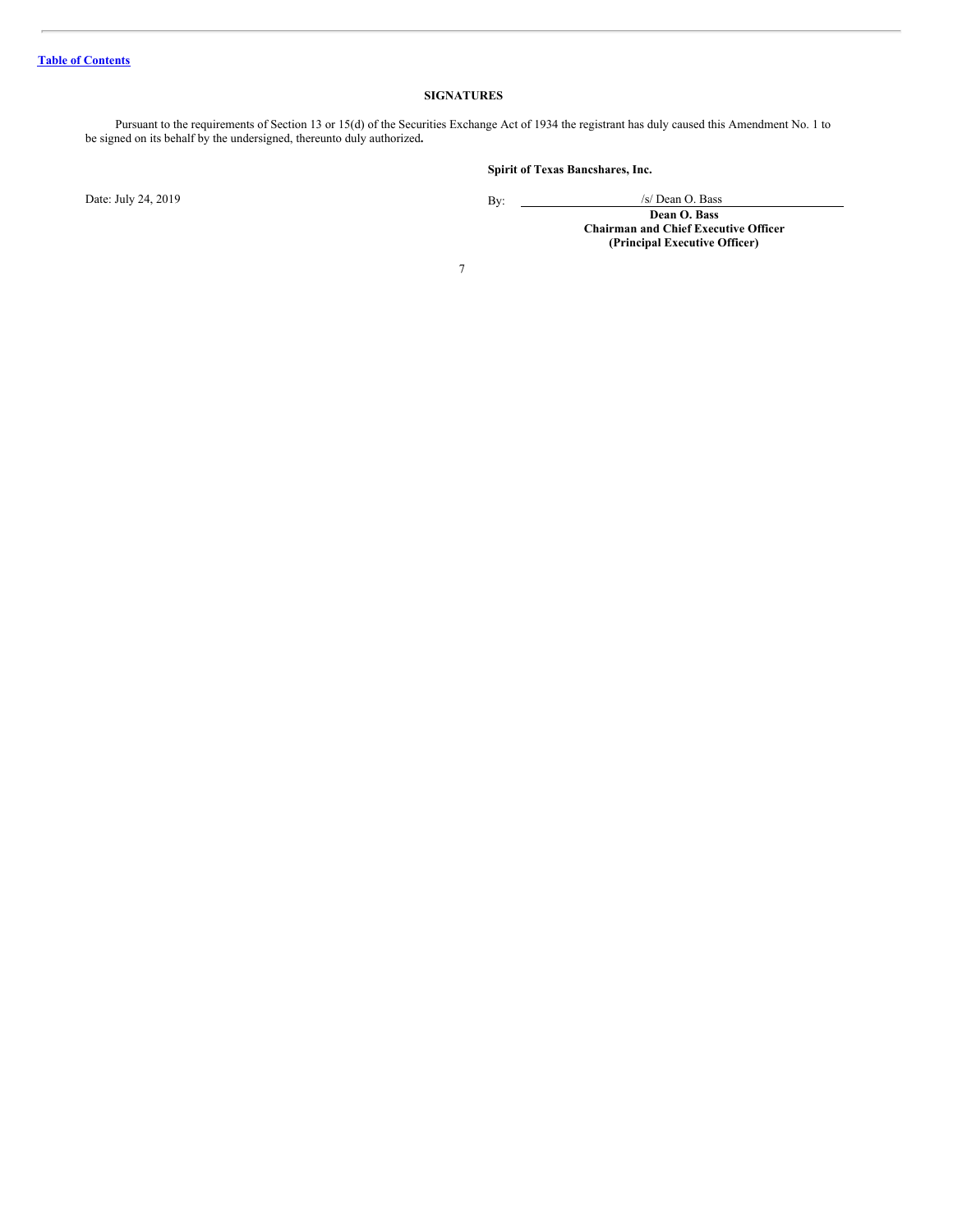[Table of Contents](#)

## SIGNATURES

Pursuant to the requirements of Section 13 or 15(d) of the Securities Exchange Act of 1934 the registrant has duly caused this Amendment No. 1 to be signed on its behalf by the undersigned, thereunto duly authorized**.**

**Spirit of Texas Bancshares, Inc.**

Date: July 24, 2019

By: /s/ Dean O. Bass

**Dean O. Bass**
**Chairman and Chief Executive Officer**
**(Principal Executive Officer)**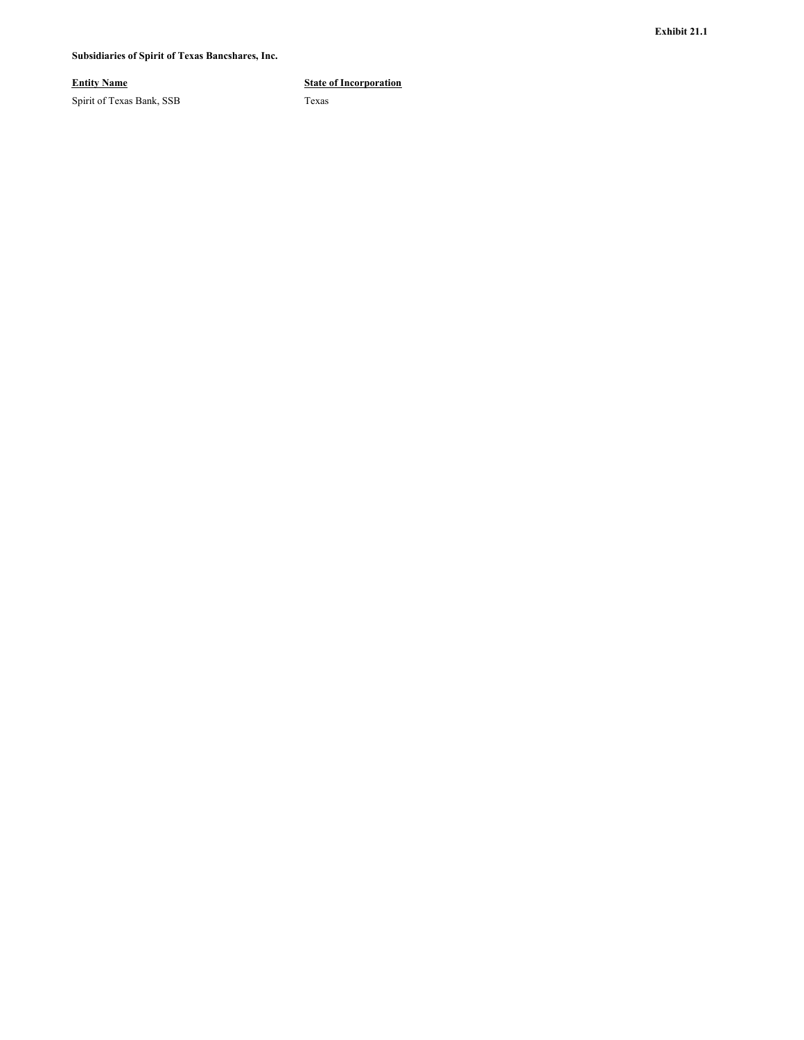**Exhibit 21.1**

**Subsidiaries of Spirit of Texas Bancshares, Inc.**

| Entity Name | State of Incorporation |
| --- | --- |
| Spirit of Texas Bank, SSB | Texas |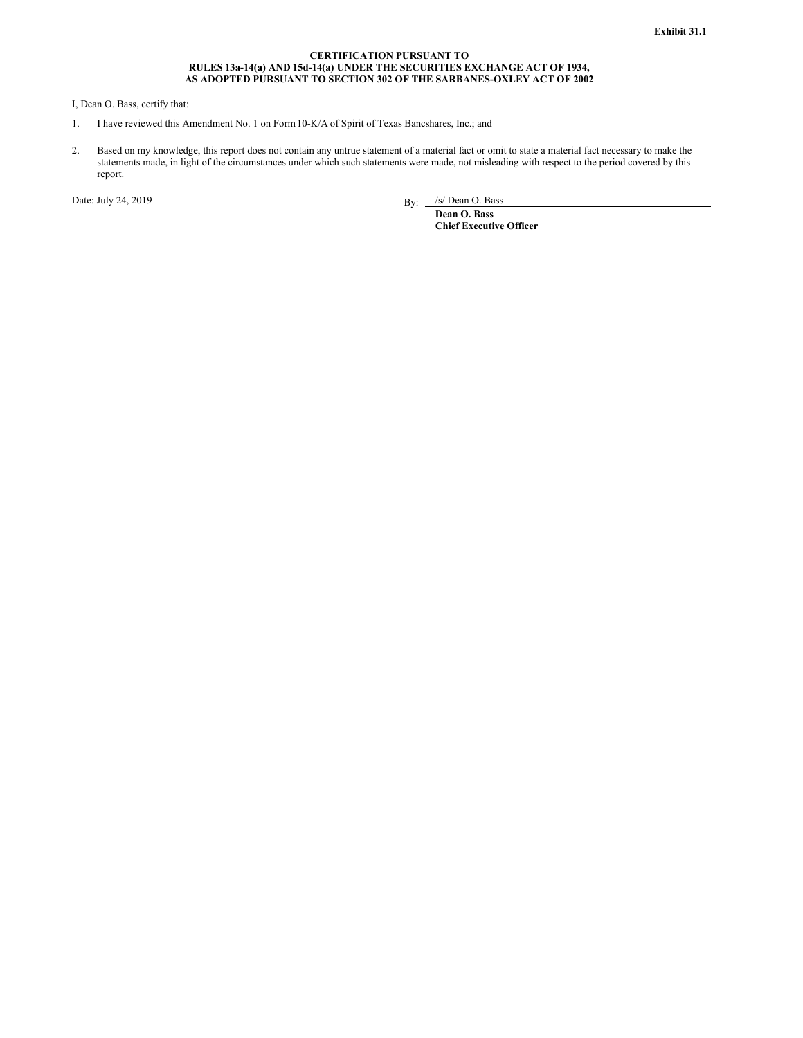**Exhibit 31.1**

**CERTIFICATION PURSUANT TO**
**RULES 13a-14(a) AND 15d-14(a) UNDER THE SECURITIES EXCHANGE ACT OF 1934,**
**AS ADOPTED PURSUANT TO SECTION 302 OF THE SARBANES-OXLEY ACT OF 2002**

I, Dean O. Bass, certify that:

1. I have reviewed this Amendment No. 1 on Form 10-K/A of Spirit of Texas Bancshares, Inc.; and

2. Based on my knowledge, this report does not contain any untrue statement of a material fact or omit to state a material fact necessary to make the statements made, in light of the circumstances under which such statements were made, not misleading with respect to the period covered by this report.

Date: July 24, 2019

By: /s/ Dean O. Bass
**Dean O. Bass**
**Chief Executive Officer**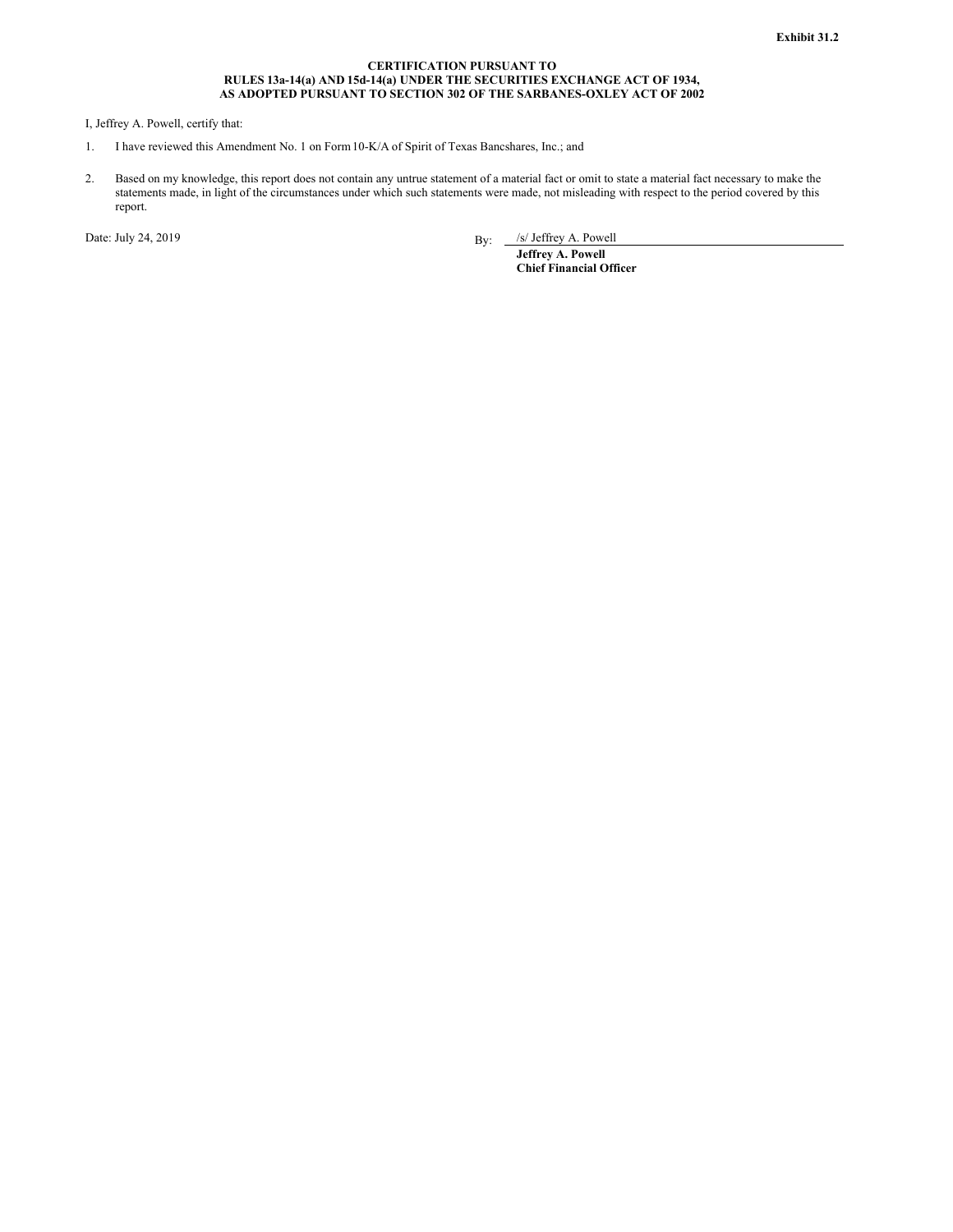**Exhibit 31.2**

**CERTIFICATION PURSUANT TO**
**RULES 13a-14(a) AND 15d-14(a) UNDER THE SECURITIES EXCHANGE ACT OF 1934,**
**AS ADOPTED PURSUANT TO SECTION 302 OF THE SARBANES-OXLEY ACT OF 2002**

I, Jeffrey A. Powell, certify that:

1. I have reviewed this Amendment No. 1 on Form 10-K/A of Spirit of Texas Bancshares, Inc.; and

2. Based on my knowledge, this report does not contain any untrue statement of a material fact or omit to state a material fact necessary to make the statements made, in light of the circumstances under which such statements were made, not misleading with respect to the period covered by this report.

Date: July 24, 2019

By: /s/ Jeffrey A. Powell
**Jeffrey A. Powell**
**Chief Financial Officer**